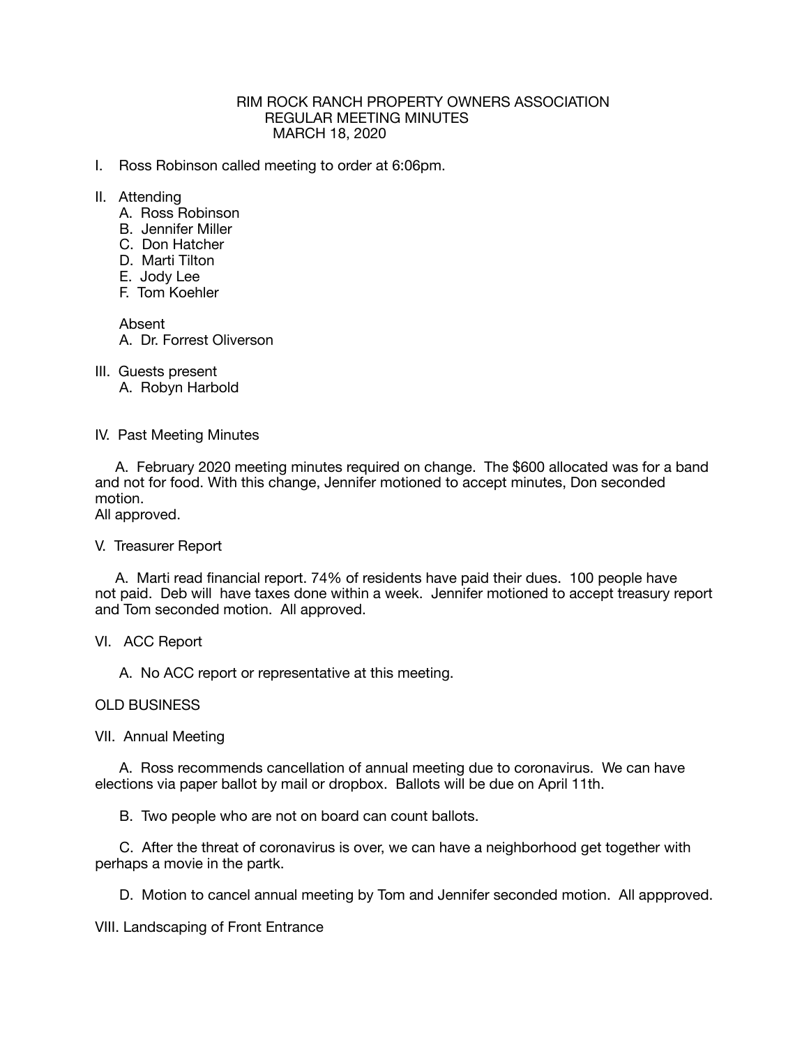# RIM ROCK RANCH PROPERTY OWNERS ASSOCIATION
## REGULAR MEETING MINUTES
### MARCH 18, 2020

I. Ross Robinson called meeting to order at 6:06pm.

II. Attending
   A. Ross Robinson
   B. Jennifer Miller
   C. Don Hatcher
   D. Marti Tilton
   E. Jody Lee
   F. Tom Koehler

   Absent
   A. Dr. Forrest Oliverson

III. Guests present
   A. Robyn Harbold

IV. Past Meeting Minutes

   A. February 2020 meeting minutes required on change. The $600 allocated was for a band and not for food. With this change, Jennifer motioned to accept minutes, Don seconded motion.
All approved.

V. Treasurer Report

   A. Marti read financial report. 74% of residents have paid their dues. 100 people have not paid. Deb will have taxes done within a week. Jennifer motioned to accept treasury report and Tom seconded motion. All approved.

VI. ACC Report

   A. No ACC report or representative at this meeting.

OLD BUSINESS

VII. Annual Meeting

   A. Ross recommends cancellation of annual meeting due to coronavirus. We can have elections via paper ballot by mail or dropbox. Ballots will be due on April 11th.

   B. Two people who are not on board can count ballots.

   C. After the threat of coronavirus is over, we can have a neighborhood get together with perhaps a movie in the partk.

   D. Motion to cancel annual meeting by Tom and Jennifer seconded motion. All appproved.

VIII. Landscaping of Front Entrance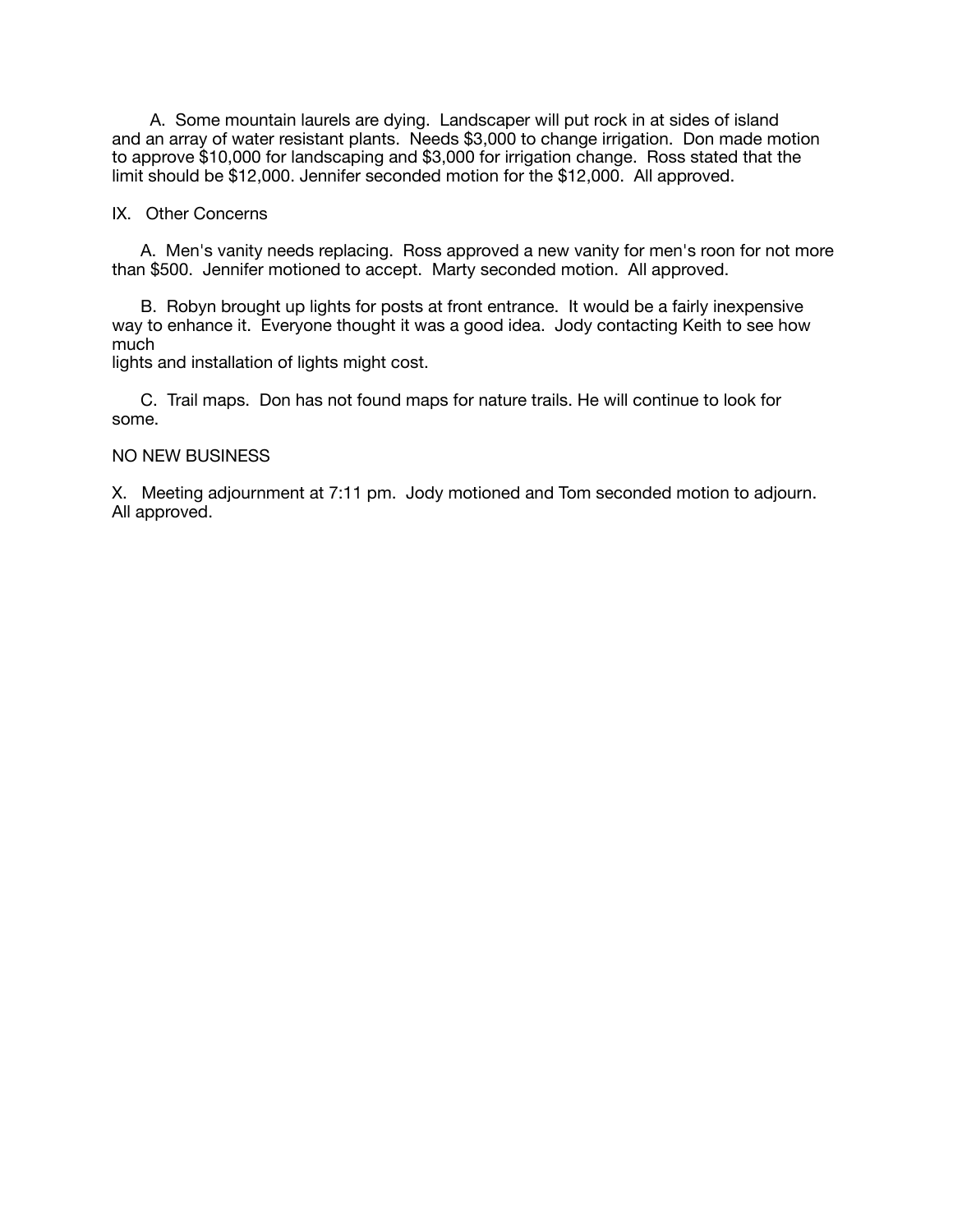A. Some mountain laurels are dying. Landscaper will put rock in at sides of island and an array of water resistant plants. Needs $3,000 to change irrigation. Don made motion to approve $10,000 for landscaping and $3,000 for irrigation change. Ross stated that the limit should be $12,000. Jennifer seconded motion for the $12,000. All approved.

IX. Other Concerns

A. Men's vanity needs replacing. Ross approved a new vanity for men's roon for not more than $500. Jennifer motioned to accept. Marty seconded motion. All approved.

B. Robyn brought up lights for posts at front entrance. It would be a fairly inexpensive way to enhance it. Everyone thought it was a good idea. Jody contacting Keith to see how much
lights and installation of lights might cost.

C. Trail maps. Don has not found maps for nature trails. He will continue to look for some.

NO NEW BUSINESS

X. Meeting adjournment at 7:11 pm. Jody motioned and Tom seconded motion to adjourn. All approved.